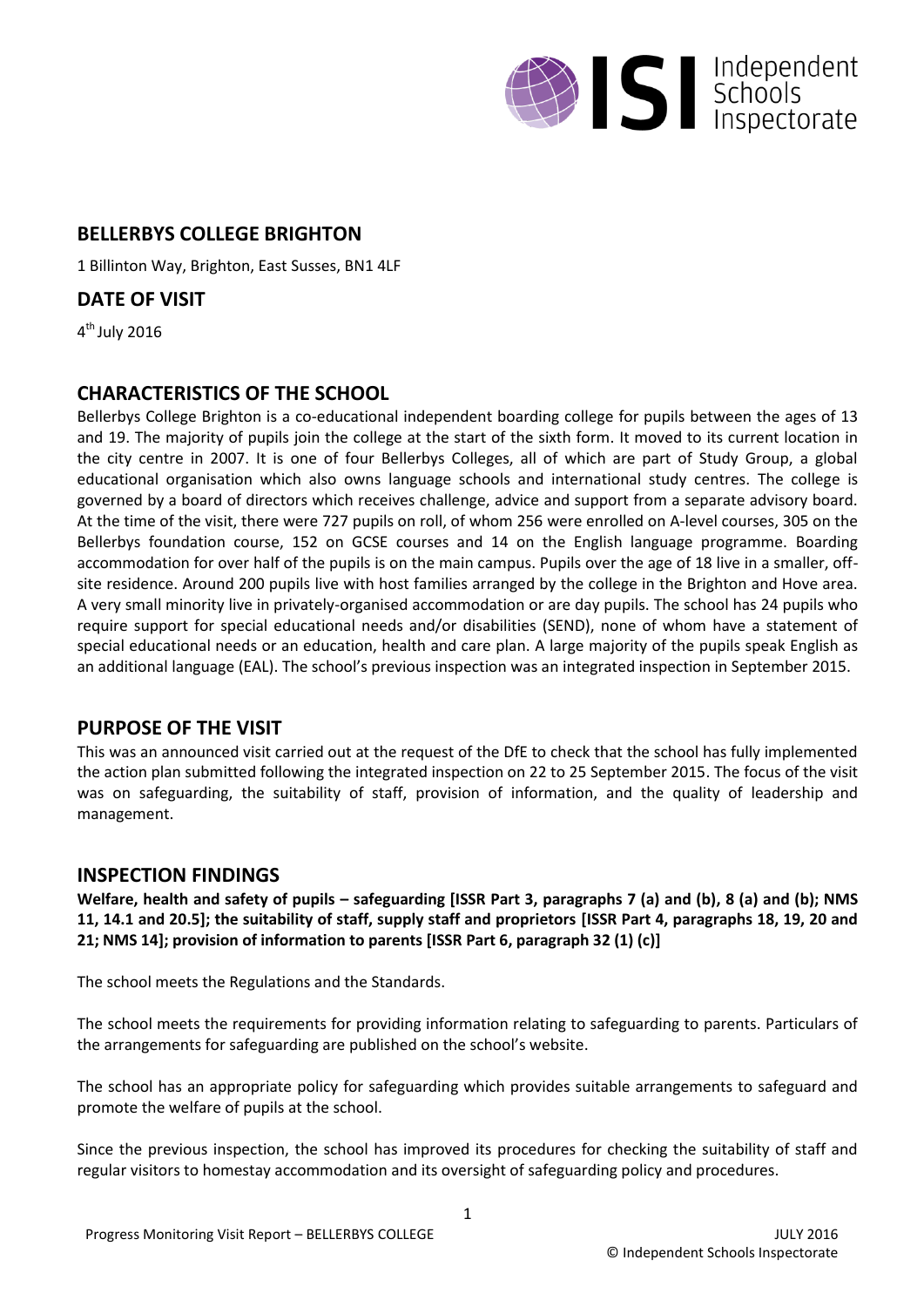## BELLERBYS COLLEGE BRIGHTON

1 Billinton Way, Brighton, East Susses, BN1 4LF

## DATE OF VISIT

4th July 2016

## CHARACTERISTICS OF THE SCHOOL

Bellerbys College Brighton is a co-educational independent boarding college for pupils between the ages of 13 and 19. The majority of pupils join the college at the start of the sixth form. It moved to its current location in the city centre in 2007. It is one of four Bellerbys Colleges, all of which are part of Study Group, a global educational organisation which also owns language schools and international study centres. The college is governed by a board of directors which receives challenge, advice and support from a separate advisory board. At the time of the visit, there were 727 pupils on roll, of whom 256 were enrolled on A-level courses, 305 on the Bellerbys foundation course, 152 on GCSE courses and 14 on the English language programme. Boarding accommodation for over half of the pupils is on the main campus. Pupils over the age of 18 live in a smaller, off-site residence. Around 200 pupils live with host families arranged by the college in the Brighton and Hove area. A very small minority live in privately-organised accommodation or are day pupils. The school has 24 pupils who require support for special educational needs and/or disabilities (SEND), none of whom have a statement of special educational needs or an education, health and care plan. A large majority of the pupils speak English as an additional language (EAL). The school's previous inspection was an integrated inspection in September 2015.

## PURPOSE OF THE VISIT

This was an announced visit carried out at the request of the DfE to check that the school has fully implemented the action plan submitted following the integrated inspection on 22 to 25 September 2015. The focus of the visit was on safeguarding, the suitability of staff, provision of information, and the quality of leadership and management.

## INSPECTION FINDINGS

**Welfare, health and safety of pupils – safeguarding [ISSR Part 3, paragraphs 7 (a) and (b), 8 (a) and (b); NMS 11, 14.1 and 20.5]; the suitability of staff, supply staff and proprietors [ISSR Part 4, paragraphs 18, 19, 20 and 21; NMS 14]; provision of information to parents [ISSR Part 6, paragraph 32 (1) (c)]**

The school meets the Regulations and the Standards.

The school meets the requirements for providing information relating to safeguarding to parents. Particulars of the arrangements for safeguarding are published on the school's website.

The school has an appropriate policy for safeguarding which provides suitable arrangements to safeguard and promote the welfare of pupils at the school.

Since the previous inspection, the school has improved its procedures for checking the suitability of staff and regular visitors to homestay accommodation and its oversight of safeguarding policy and procedures.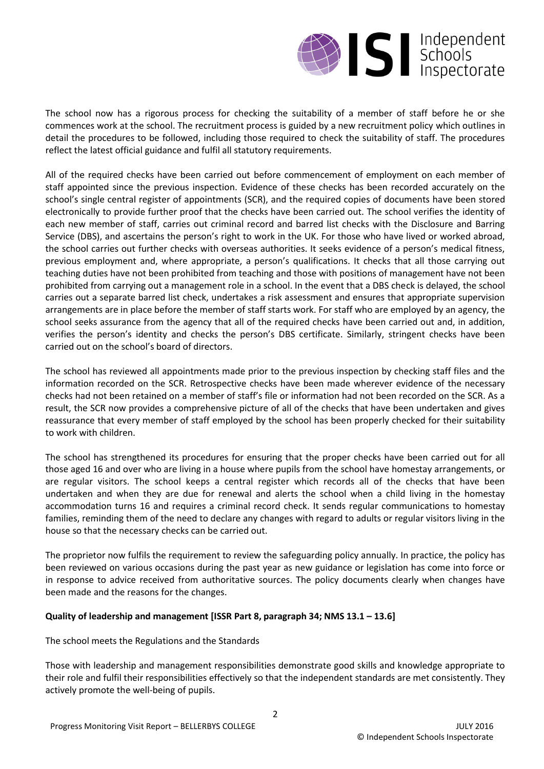The school now has a rigorous process for checking the suitability of a member of staff before he or she commences work at the school. The recruitment process is guided by a new recruitment policy which outlines in detail the procedures to be followed, including those required to check the suitability of staff. The procedures reflect the latest official guidance and fulfil all statutory requirements.

All of the required checks have been carried out before commencement of employment on each member of staff appointed since the previous inspection. Evidence of these checks has been recorded accurately on the school's single central register of appointments (SCR), and the required copies of documents have been stored electronically to provide further proof that the checks have been carried out. The school verifies the identity of each new member of staff, carries out criminal record and barred list checks with the Disclosure and Barring Service (DBS), and ascertains the person's right to work in the UK. For those who have lived or worked abroad, the school carries out further checks with overseas authorities. It seeks evidence of a person's medical fitness, previous employment and, where appropriate, a person's qualifications. It checks that all those carrying out teaching duties have not been prohibited from teaching and those with positions of management have not been prohibited from carrying out a management role in a school. In the event that a DBS check is delayed, the school carries out a separate barred list check, undertakes a risk assessment and ensures that appropriate supervision arrangements are in place before the member of staff starts work. For staff who are employed by an agency, the school seeks assurance from the agency that all of the required checks have been carried out and, in addition, verifies the person's identity and checks the person's DBS certificate. Similarly, stringent checks have been carried out on the school's board of directors.

The school has reviewed all appointments made prior to the previous inspection by checking staff files and the information recorded on the SCR. Retrospective checks have been made wherever evidence of the necessary checks had not been retained on a member of staff's file or information had not been recorded on the SCR. As a result, the SCR now provides a comprehensive picture of all of the checks that have been undertaken and gives reassurance that every member of staff employed by the school has been properly checked for their suitability to work with children.

The school has strengthened its procedures for ensuring that the proper checks have been carried out for all those aged 16 and over who are living in a house where pupils from the school have homestay arrangements, or are regular visitors. The school keeps a central register which records all of the checks that have been undertaken and when they are due for renewal and alerts the school when a child living in the homestay accommodation turns 16 and requires a criminal record check. It sends regular communications to homestay families, reminding them of the need to declare any changes with regard to adults or regular visitors living in the house so that the necessary checks can be carried out.

The proprietor now fulfils the requirement to review the safeguarding policy annually. In practice, the policy has been reviewed on various occasions during the past year as new guidance or legislation has come into force or in response to advice received from authoritative sources. The policy documents clearly when changes have been made and the reasons for the changes.

**Quality of leadership and management [ISSR Part 8, paragraph 34; NMS 13.1 – 13.6]**

The school meets the Regulations and the Standards

Those with leadership and management responsibilities demonstrate good skills and knowledge appropriate to their role and fulfil their responsibilities effectively so that the independent standards are met consistently. They actively promote the well-being of pupils.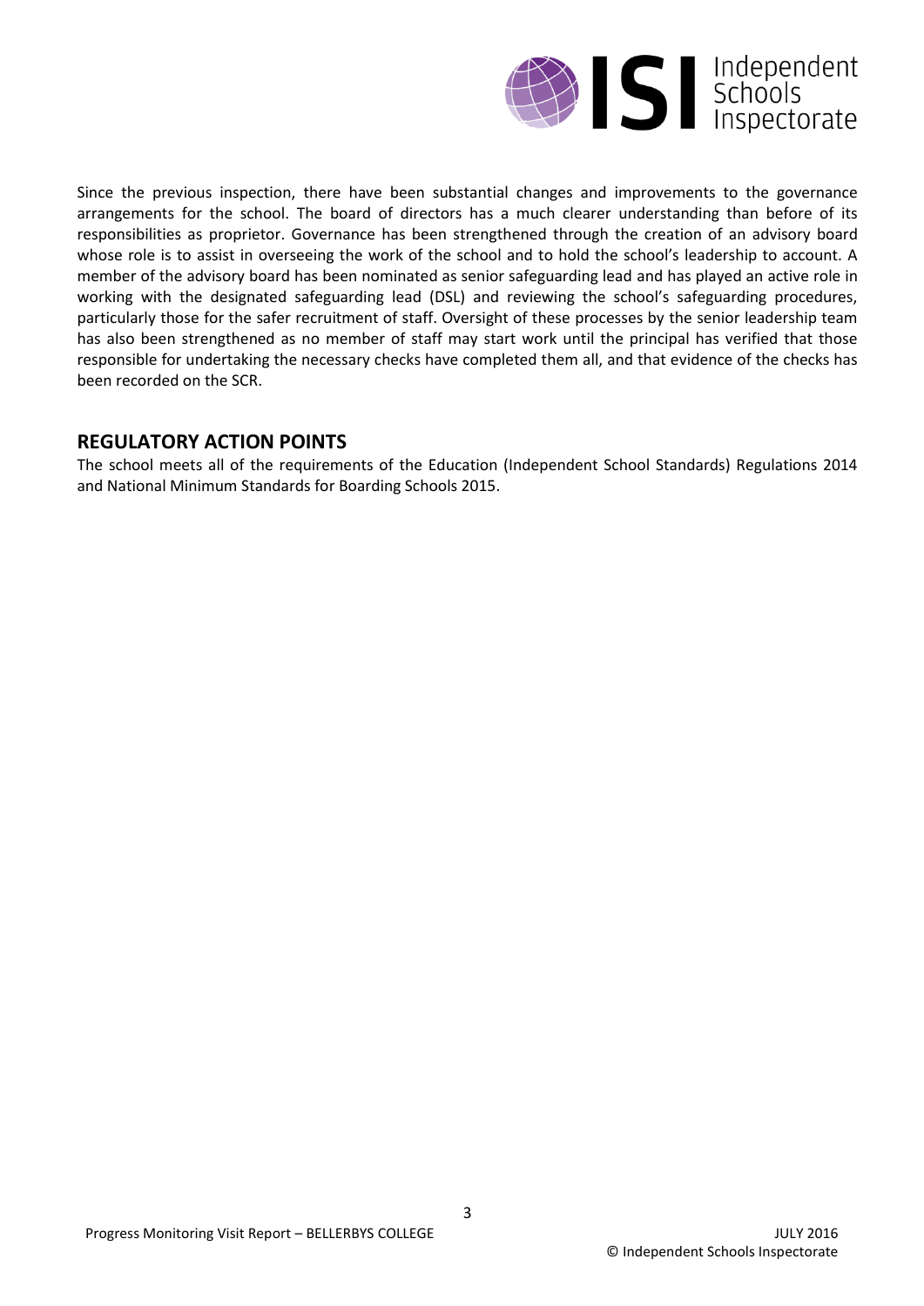Since the previous inspection, there have been substantial changes and improvements to the governance arrangements for the school. The board of directors has a much clearer understanding than before of its responsibilities as proprietor. Governance has been strengthened through the creation of an advisory board whose role is to assist in overseeing the work of the school and to hold the school's leadership to account. A member of the advisory board has been nominated as senior safeguarding lead and has played an active role in working with the designated safeguarding lead (DSL) and reviewing the school's safeguarding procedures, particularly those for the safer recruitment of staff. Oversight of these processes by the senior leadership team has also been strengthened as no member of staff may start work until the principal has verified that those responsible for undertaking the necessary checks have completed them all, and that evidence of the checks has been recorded on the SCR.

## REGULATORY ACTION POINTS

The school meets all of the requirements of the Education (Independent School Standards) Regulations 2014 and National Minimum Standards for Boarding Schools 2015.